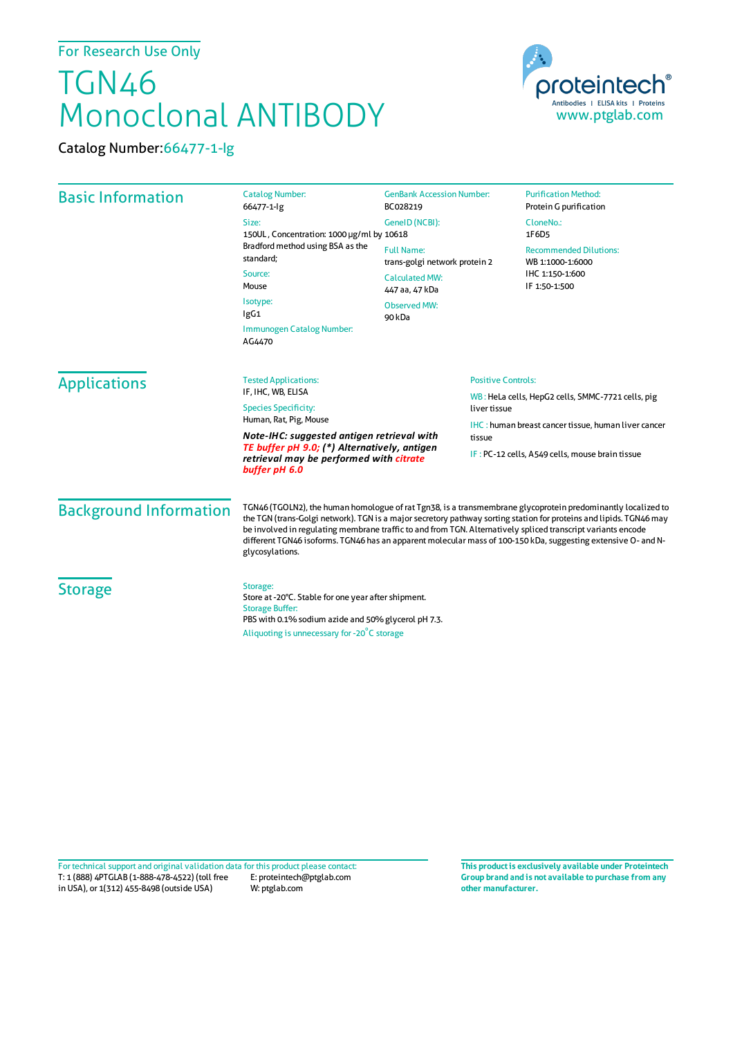For Research Use Only

# TGN46 Monoclonal ANTIBODY

Catalog Number:66477-1-Ig

## Basic Information

Catalog Number:
66477-1-Ig

Size:
150UL , Concentration: 1000 μg/ml by Bradford method using BSA as the standard;

Source:
Mouse

Isotype:
IgG1

Immunogen Catalog Number:
AG4470

GenBank Accession Number:
BC028219

GeneID (NCBI):
10618

Full Name:
trans-golgi network protein 2

Calculated MW:
447 aa, 47 kDa

Observed MW:
90 kDa

Purification Method:
Protein G purification

CloneNo.:
1F6D5

Recommended Dilutions:
WB 1:1000-1:6000
IHC 1:150-1:600
IF 1:50-1:500

## Applications

Tested Applications:
IF, IHC, WB, ELISA

Species Specificity:
Human, Rat, Pig, Mouse

***Note-IHC: suggested antigen retrieval with TE buffer pH 9.0; (\*) Alternatively, antigen retrieval may be performed with citrate buffer pH 6.0***

Positive Controls:

WB : HeLa cells, HepG2 cells, SMMC-7721 cells, pig liver tissue

IHC : human breast cancer tissue, human liver cancer tissue

IF : PC-12 cells, A549 cells, mouse brain tissue

## Background Information

TGN46 (TGOLN2), the human homologue of rat Tgn38, is a transmembrane glycoprotein predominantly localized to the TGN (trans-Golgi network). TGN is a major secretory pathway sorting station for proteins and lipids. TGN46 may be involved in regulating membrane traffic to and from TGN. Alternatively spliced transcript variants encode different TGN46 isoforms. TGN46 has an apparent molecular mass of 100-150 kDa, suggesting extensive O- and N-glycosylations.

## Storage

Storage:
Store at -20°C. Stable for one year after shipment.

Storage Buffer:
PBS with 0.1% sodium azide and 50% glycerol pH 7.3.

Aliquoting is unnecessary for -20°C storage

For technical support and original validation data for this product please contact:
T: 1 (888) 4PTGLAB (1-888-478-4522) (toll free in USA), or 1(312) 455-8498 (outside USA)
E: proteintech@ptglab.com
W: ptglab.com

**This product is exclusively available under Proteintech Group brand and is not available to purchase from any other manufacturer.**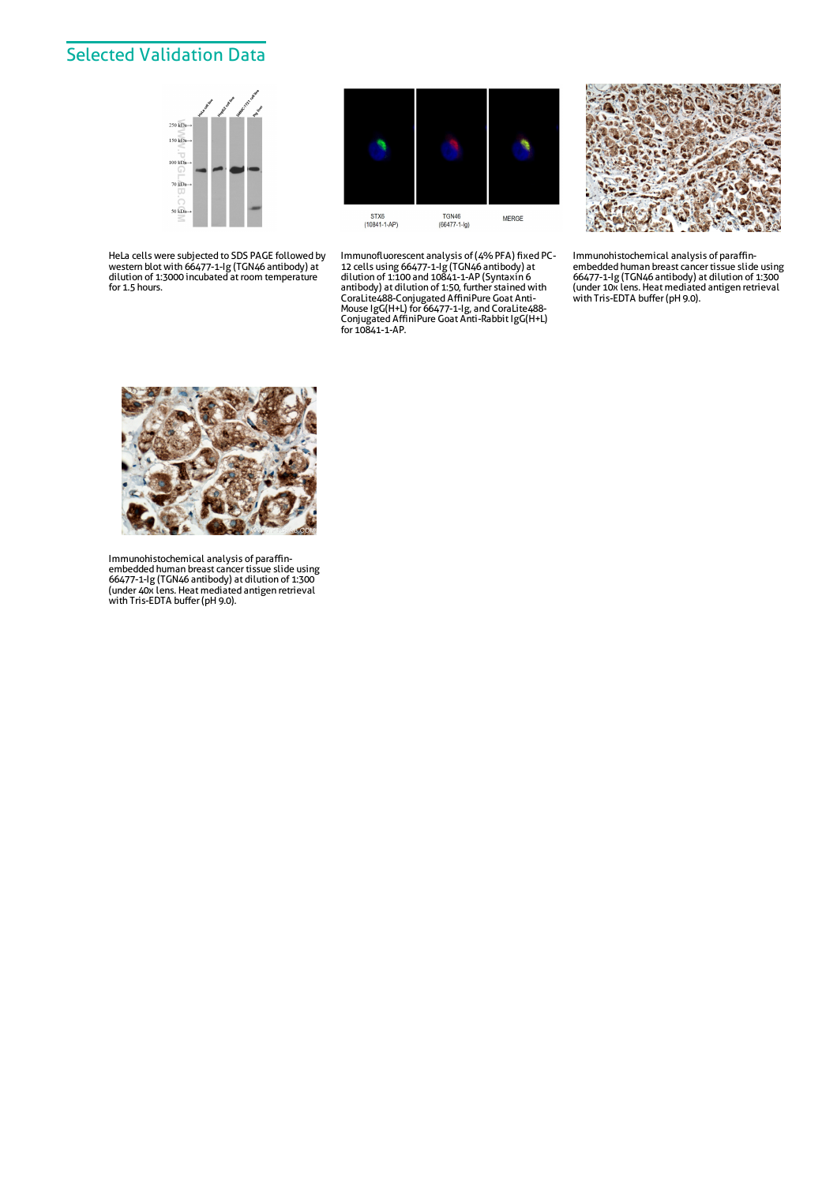## Selected Validation Data

HeLa cells were subjected to SDS PAGE followed by western blot with 66477-1-Ig (TGN46 antibody) at dilution of 1:3000 incubated at room temperature for 1.5 hours.

STX6 (10841-1-AP)

TGN46 (66477-1-Ig)

MERGE

Immunofluorescent analysis of (4% PFA) fixed PC-12 cells using 66477-1-Ig (TGN46 antibody) at dilution of 1:100 and 10841-1-AP (Syntaxin 6 antibody) at dilution of 1:50, further stained with CoraLite488-Conjugated AffiniPure Goat Anti-Mouse IgG(H+L) for 66477-1-Ig, and CoraLite488-Conjugated AffiniPure Goat Anti-Rabbit IgG(H+L) for 10841-1-AP.

Immunohistochemical analysis of paraffin-embedded human breast cancer tissue slide using 66477-1-Ig (TGN46 antibody) at dilution of 1:300 (under 10x lens. Heat mediated antigen retrieval with Tris-EDTA buffer (pH 9.0).

Immunohistochemical analysis of paraffin-embedded human breast cancer tissue slide using 66477-1-Ig (TGN46 antibody) at dilution of 1:300 (under 40x lens. Heat mediated antigen retrieval with Tris-EDTA buffer (pH 9.0).